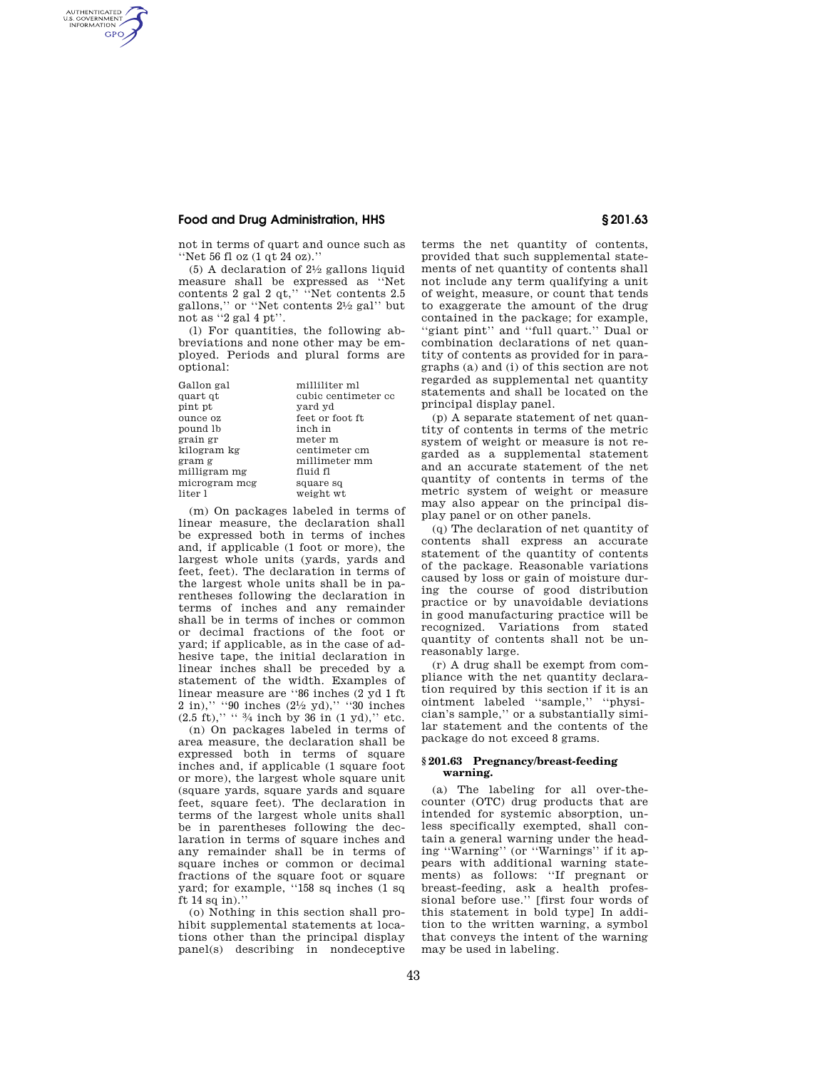not in terms of quart and ounce such as ''Net 56 fl oz (1 qt 24 oz).''

(5) A declaration of 2½ gallons liquid measure shall be expressed as ''Net contents 2 gal 2 qt,'' ''Net contents 2.5 gallons,'' or ''Net contents 2½ gal'' but not as ''2 gal 4 pt''.

(l) For quantities, the following abbreviations and none other may be employed. Periods and plural forms are optional:

| | |
|---|---|
| Gallon gal | milliliter ml |
| quart qt | cubic centimeter cc |
| pint pt | yard yd |
| ounce oz | feet or foot ft |
| pound lb | inch in |
| grain gr | meter m |
| kilogram kg | centimeter cm |
| gram g | millimeter mm |
| milligram mg | fluid fl |
| microgram mcg | square sq |
| liter l | weight wt |

(m) On packages labeled in terms of linear measure, the declaration shall be expressed both in terms of inches and, if applicable (1 foot or more), the largest whole units (yards, yards and feet, feet). The declaration in terms of the largest whole units shall be in parentheses following the declaration in terms of inches and any remainder shall be in terms of inches or common or decimal fractions of the foot or yard; if applicable, as in the case of adhesive tape, the initial declaration in linear inches shall be preceded by a statement of the width. Examples of linear measure are ''86 inches (2 yd 1 ft 2 in),'' ''90 inches (2½ yd),'' ''30 inches (2.5 ft),'' '' ¾ inch by 36 in (1 yd),'' etc.

(n) On packages labeled in terms of area measure, the declaration shall be expressed both in terms of square inches and, if applicable (1 square foot or more), the largest whole square unit (square yards, square yards and square feet, square feet). The declaration in terms of the largest whole units shall be in parentheses following the declaration in terms of square inches and any remainder shall be in terms of square inches or common or decimal fractions of the square foot or square yard; for example, ''158 sq inches (1 sq ft 14 sq in).''

(o) Nothing in this section shall prohibit supplemental statements at locations other than the principal display panel(s) describing in nondeceptive terms the net quantity of contents, provided that such supplemental statements of net quantity of contents shall not include any term qualifying a unit of weight, measure, or count that tends to exaggerate the amount of the drug contained in the package; for example, ''giant pint'' and ''full quart.'' Dual or combination declarations of net quantity of contents as provided for in paragraphs (a) and (i) of this section are not regarded as supplemental net quantity statements and shall be located on the principal display panel.

(p) A separate statement of net quantity of contents in terms of the metric system of weight or measure is not regarded as a supplemental statement and an accurate statement of the net quantity of contents in terms of the metric system of weight or measure may also appear on the principal display panel or on other panels.

(q) The declaration of net quantity of contents shall express an accurate statement of the quantity of contents of the package. Reasonable variations caused by loss or gain of moisture during the course of good distribution practice or by unavoidable deviations in good manufacturing practice will be recognized. Variations from stated quantity of contents shall not be unreasonably large.

(r) A drug shall be exempt from compliance with the net quantity declaration required by this section if it is an ointment labeled ''sample,'' ''physician's sample,'' or a substantially similar statement and the contents of the package do not exceed 8 grams.

### § 201.63 Pregnancy/breast-feeding warning.

(a) The labeling for all over-the-counter (OTC) drug products that are intended for systemic absorption, unless specifically exempted, shall contain a general warning under the heading ''Warning'' (or ''Warnings'' if it appears with additional warning statements) as follows: ''If pregnant or breast-feeding, ask a health professional before use.'' [first four words of this statement in bold type] In addition to the written warning, a symbol that conveys the intent of the warning may be used in labeling.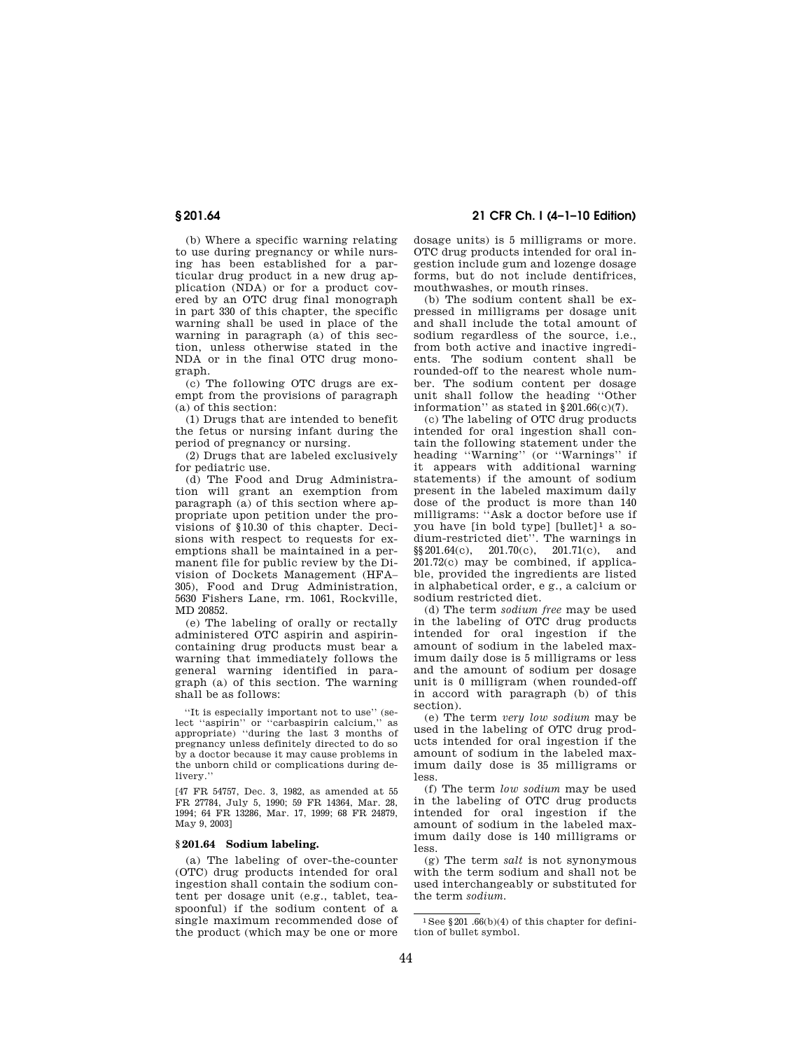(b) Where a specific warning relating to use during pregnancy or while nursing has been established for a particular drug product in a new drug application (NDA) or for a product covered by an OTC drug final monograph in part 330 of this chapter, the specific warning shall be used in place of the warning in paragraph (a) of this section, unless otherwise stated in the NDA or in the final OTC drug monograph.

(c) The following OTC drugs are exempt from the provisions of paragraph (a) of this section:

(1) Drugs that are intended to benefit the fetus or nursing infant during the period of pregnancy or nursing.

(2) Drugs that are labeled exclusively for pediatric use.

(d) The Food and Drug Administration will grant an exemption from paragraph (a) of this section where appropriate upon petition under the provisions of §10.30 of this chapter. Decisions with respect to requests for exemptions shall be maintained in a permanent file for public review by the Division of Dockets Management (HFA–305), Food and Drug Administration, 5630 Fishers Lane, rm. 1061, Rockville, MD 20852.

(e) The labeling of orally or rectally administered OTC aspirin and aspirin-containing drug products must bear a warning that immediately follows the general warning identified in paragraph (a) of this section. The warning shall be as follows:

> ''It is especially important not to use'' (select ''aspirin'' or ''carbaspirin calcium,'' as appropriate) ''during the last 3 months of pregnancy unless definitely directed to do so by a doctor because it may cause problems in the unborn child or complications during delivery.''

[47 FR 54757, Dec. 3, 1982, as amended at 55 FR 27784, July 5, 1990; 59 FR 14364, Mar. 28, 1994; 64 FR 13286, Mar. 17, 1999; 68 FR 24879, May 9, 2003]

## § 201.64 Sodium labeling.

(a) The labeling of over-the-counter (OTC) drug products intended for oral ingestion shall contain the sodium content per dosage unit (e.g., tablet, teaspoonful) if the sodium content of a single maximum recommended dose of the product (which may be one or more dosage units) is 5 milligrams or more. OTC drug products intended for oral ingestion include gum and lozenge dosage forms, but do not include dentifrices, mouthwashes, or mouth rinses.

(b) The sodium content shall be expressed in milligrams per dosage unit and shall include the total amount of sodium regardless of the source, i.e., from both active and inactive ingredients. The sodium content shall be rounded-off to the nearest whole number. The sodium content per dosage unit shall follow the heading ''Other information'' as stated in §201.66(c)(7).

(c) The labeling of OTC drug products intended for oral ingestion shall contain the following statement under the heading ''Warning'' (or ''Warnings'' if it appears with additional warning statements) if the amount of sodium present in the labeled maximum daily dose of the product is more than 140 milligrams: ''Ask a doctor before use if you have [in bold type] [bullet][1] a sodium-restricted diet''. The warnings in §§201.64(c), 201.70(c), 201.71(c), and 201.72(c) may be combined, if applicable, provided the ingredients are listed in alphabetical order, e g., a calcium or sodium restricted diet.

(d) The term *sodium free* may be used in the labeling of OTC drug products intended for oral ingestion if the amount of sodium in the labeled maximum daily dose is 5 milligrams or less and the amount of sodium per dosage unit is 0 milligram (when rounded-off in accord with paragraph (b) of this section).

(e) The term *very low sodium* may be used in the labeling of OTC drug products intended for oral ingestion if the amount of sodium in the labeled maximum daily dose is 35 milligrams or less.

(f) The term *low sodium* may be used in the labeling of OTC drug products intended for oral ingestion if the amount of sodium in the labeled maximum daily dose is 140 milligrams or less.

(g) The term *salt* is not synonymous with the term sodium and shall not be used interchangeably or substituted for the term *sodium*.

[1] See §201 .66(b)(4) of this chapter for definition of bullet symbol.